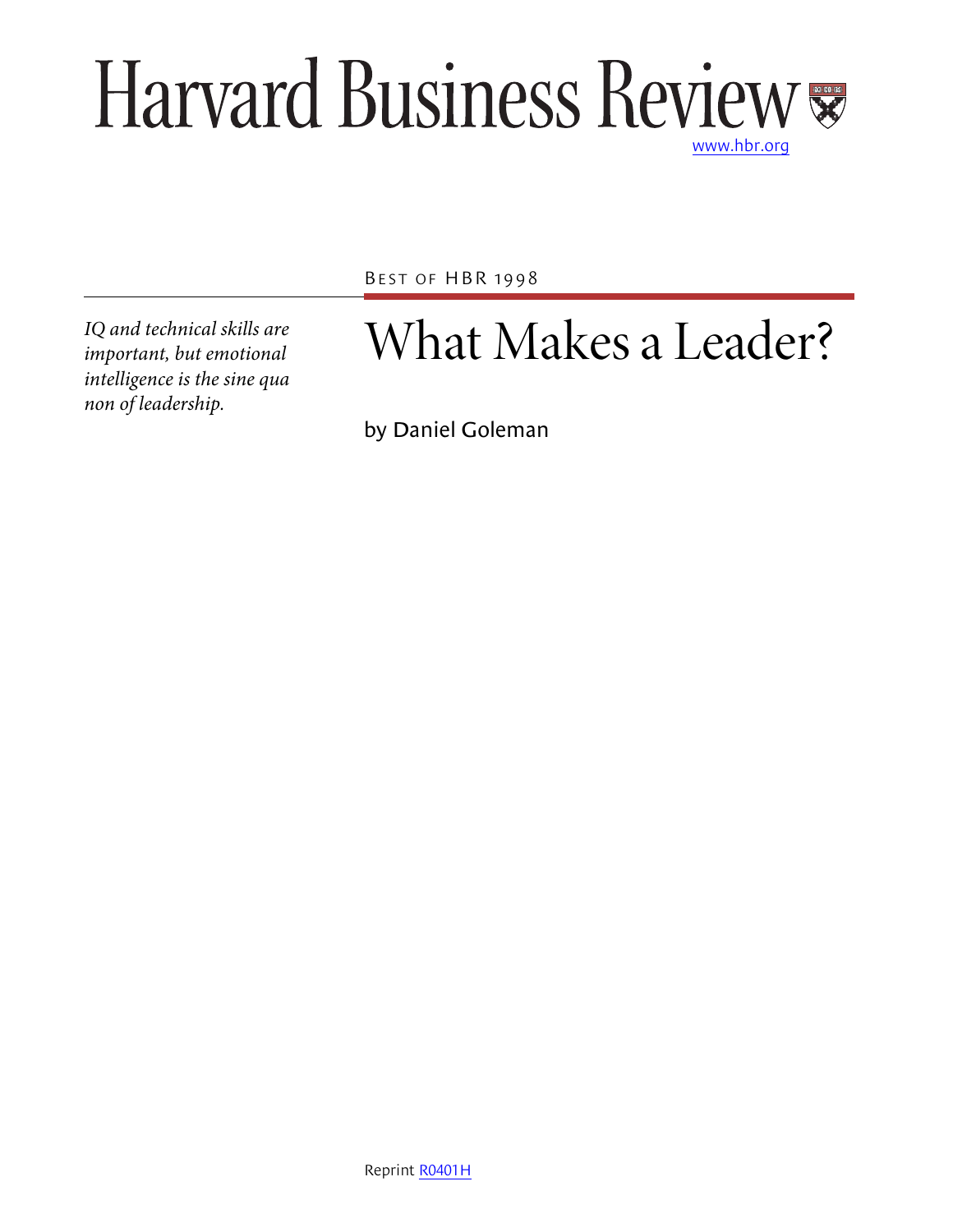# Harvard Business Review

www.hbr.org

BEST OF HBR 1998

*IQ and technical skills are important, but emotional intelligence is the sine qua non of leadership.*

## What Makes a Leader?

by Daniel Goleman

Reprint R0401H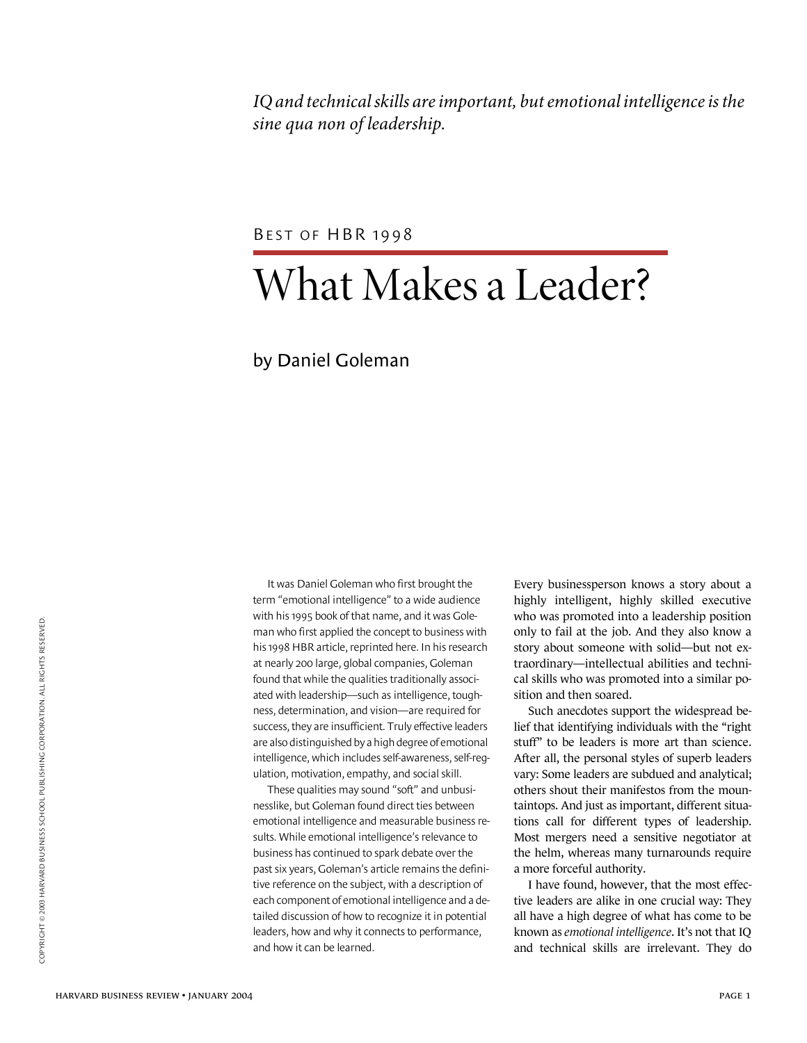*IQ and technical skills are important, but emotional intelligence is the sine qua non of leadership.*

BEST OF HBR 1998

# What Makes a Leader?

by Daniel Goleman

It was Daniel Goleman who first brought the term "emotional intelligence" to a wide audience with his 1995 book of that name, and it was Goleman who first applied the concept to business with his 1998 HBR article, reprinted here. In his research at nearly 200 large, global companies, Goleman found that while the qualities traditionally associated with leadership—such as intelligence, toughness, determination, and vision—are required for success, they are insufficient. Truly effective leaders are also distinguished by a high degree of emotional intelligence, which includes self-awareness, self-regulation, motivation, empathy, and social skill.

These qualities may sound "soft" and unbusinesslike, but Goleman found direct ties between emotional intelligence and measurable business results. While emotional intelligence's relevance to business has continued to spark debate over the past six years, Goleman's article remains the definitive reference on the subject, with a description of each component of emotional intelligence and a detailed discussion of how to recognize it in potential leaders, how and why it connects to performance, and how it can be learned.

Every businessperson knows a story about a highly intelligent, highly skilled executive who was promoted into a leadership position only to fail at the job. And they also know a story about someone with solid—but not extraordinary—intellectual abilities and technical skills who was promoted into a similar position and then soared.

Such anecdotes support the widespread belief that identifying individuals with the "right stuff" to be leaders is more art than science. After all, the personal styles of superb leaders vary: Some leaders are subdued and analytical; others shout their manifestos from the mountaintops. And just as important, different situations call for different types of leadership. Most mergers need a sensitive negotiator at the helm, whereas many turnarounds require a more forceful authority.

I have found, however, that the most effective leaders are alike in one crucial way: They all have a high degree of what has come to be known as *emotional intelligence*. It's not that IQ and technical skills are irrelevant. They do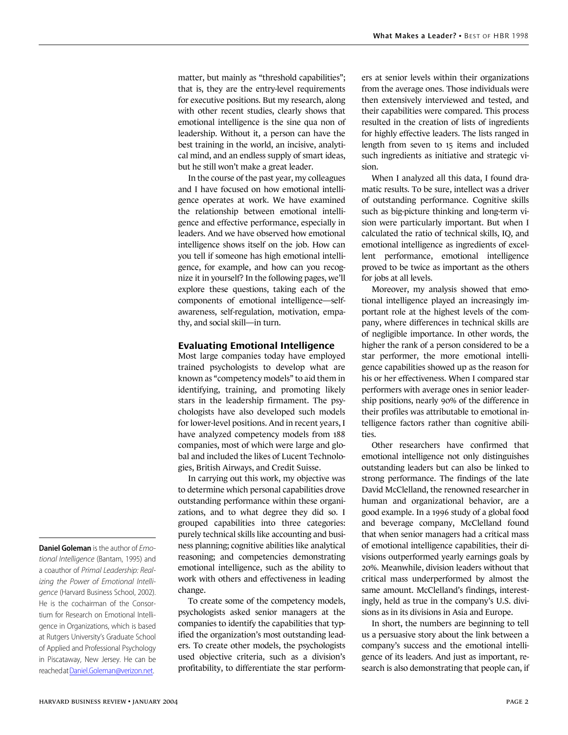matter, but mainly as "threshold capabilities"; that is, they are the entry-level requirements for executive positions. But my research, along with other recent studies, clearly shows that emotional intelligence is the sine qua non of leadership. Without it, a person can have the best training in the world, an incisive, analytical mind, and an endless supply of smart ideas, but he still won't make a great leader.

In the course of the past year, my colleagues and I have focused on how emotional intelligence operates at work. We have examined the relationship between emotional intelligence and effective performance, especially in leaders. And we have observed how emotional intelligence shows itself on the job. How can you tell if someone has high emotional intelligence, for example, and how can you recognize it in yourself? In the following pages, we'll explore these questions, taking each of the components of emotional intelligence—self-awareness, self-regulation, motivation, empathy, and social skill—in turn.

## Evaluating Emotional Intelligence

Most large companies today have employed trained psychologists to develop what are known as "competency models" to aid them in identifying, training, and promoting likely stars in the leadership firmament. The psychologists have also developed such models for lower-level positions. And in recent years, I have analyzed competency models from 188 companies, most of which were large and global and included the likes of Lucent Technologies, British Airways, and Credit Suisse.

In carrying out this work, my objective was to determine which personal capabilities drove outstanding performance within these organizations, and to what degree they did so. I grouped capabilities into three categories: purely technical skills like accounting and business planning; cognitive abilities like analytical reasoning; and competencies demonstrating emotional intelligence, such as the ability to work with others and effectiveness in leading change.

To create some of the competency models, psychologists asked senior managers at the companies to identify the capabilities that typified the organization's most outstanding leaders. To create other models, the psychologists used objective criteria, such as a division's profitability, to differentiate the star performers at senior levels within their organizations from the average ones. Those individuals were then extensively interviewed and tested, and their capabilities were compared. This process resulted in the creation of lists of ingredients for highly effective leaders. The lists ranged in length from seven to 15 items and included such ingredients as initiative and strategic vision.

When I analyzed all this data, I found dramatic results. To be sure, intellect was a driver of outstanding performance. Cognitive skills such as big-picture thinking and long-term vision were particularly important. But when I calculated the ratio of technical skills, IQ, and emotional intelligence as ingredients of excellent performance, emotional intelligence proved to be twice as important as the others for jobs at all levels.

Moreover, my analysis showed that emotional intelligence played an increasingly important role at the highest levels of the company, where differences in technical skills are of negligible importance. In other words, the higher the rank of a person considered to be a star performer, the more emotional intelligence capabilities showed up as the reason for his or her effectiveness. When I compared star performers with average ones in senior leadership positions, nearly 90% of the difference in their profiles was attributable to emotional intelligence factors rather than cognitive abilities.

Other researchers have confirmed that emotional intelligence not only distinguishes outstanding leaders but can also be linked to strong performance. The findings of the late David McClelland, the renowned researcher in human and organizational behavior, are a good example. In a 1996 study of a global food and beverage company, McClelland found that when senior managers had a critical mass of emotional intelligence capabilities, their divisions outperformed yearly earnings goals by 20%. Meanwhile, division leaders without that critical mass underperformed by almost the same amount. McClelland's findings, interestingly, held as true in the company's U.S. divisions as in its divisions in Asia and Europe.

In short, the numbers are beginning to tell us a persuasive story about the link between a company's success and the emotional intelligence of its leaders. And just as important, research is also demonstrating that people can, if

**Daniel Goleman** is the author of *Emotional Intelligence* (Bantam, 1995) and a coauthor of *Primal Leadership: Realizing the Power of Emotional Intelligence* (Harvard Business School, 2002). He is the cochairman of the Consortium for Research on Emotional Intelligence in Organizations, which is based at Rutgers University's Graduate School of Applied and Professional Psychology in Piscataway, New Jersey. He can be reached at Daniel.Goleman@verizon.net.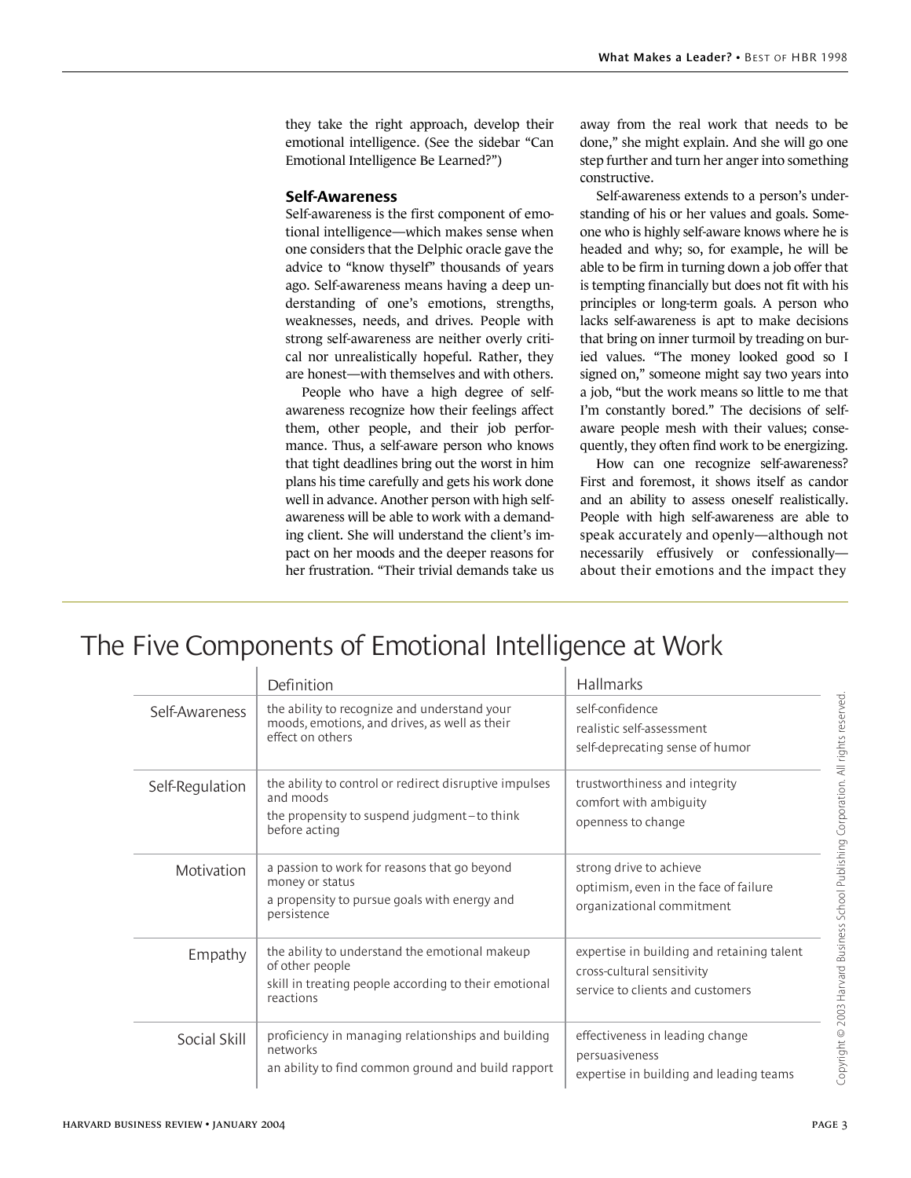they take the right approach, develop their emotional intelligence. (See the sidebar "Can Emotional Intelligence Be Learned?")

### Self-Awareness

Self-awareness is the first component of emotional intelligence—which makes sense when one considers that the Delphic oracle gave the advice to "know thyself" thousands of years ago. Self-awareness means having a deep understanding of one's emotions, strengths, weaknesses, needs, and drives. People with strong self-awareness are neither overly critical nor unrealistically hopeful. Rather, they are honest—with themselves and with others.

People who have a high degree of self-awareness recognize how their feelings affect them, other people, and their job performance. Thus, a self-aware person who knows that tight deadlines bring out the worst in him plans his time carefully and gets his work done well in advance. Another person with high self-awareness will be able to work with a demanding client. She will understand the client's impact on her moods and the deeper reasons for her frustration. "Their trivial demands take us away from the real work that needs to be done," she might explain. And she will go one step further and turn her anger into something constructive.

Self-awareness extends to a person's understanding of his or her values and goals. Someone who is highly self-aware knows where he is headed and why; so, for example, he will be able to be firm in turning down a job offer that is tempting financially but does not fit with his principles or long-term goals. A person who lacks self-awareness is apt to make decisions that bring on inner turmoil by treading on buried values. "The money looked good so I signed on," someone might say two years into a job, "but the work means so little to me that I'm constantly bored." The decisions of self-aware people mesh with their values; consequently, they often find work to be energizing.

How can one recognize self-awareness? First and foremost, it shows itself as candor and an ability to assess oneself realistically. People with high self-awareness are able to speak accurately and openly—although not necessarily effusively or confessionally—about their emotions and the impact they

## The Five Components of Emotional Intelligence at Work

| | Definition | Hallmarks |
|---|---|---|
| Self-Awareness | the ability to recognize and understand your moods, emotions, and drives, as well as their effect on others | self-confidence<br>realistic self-assessment<br>self-deprecating sense of humor |
| Self-Regulation | the ability to control or redirect disruptive impulses and moods<br>the propensity to suspend judgment – to think before acting | trustworthiness and integrity<br>comfort with ambiguity<br>openness to change |
| Motivation | a passion to work for reasons that go beyond money or status<br>a propensity to pursue goals with energy and persistence | strong drive to achieve<br>optimism, even in the face of failure<br>organizational commitment |
| Empathy | the ability to understand the emotional makeup of other people<br>skill in treating people according to their emotional reactions | expertise in building and retaining talent<br>cross-cultural sensitivity<br>service to clients and customers |
| Social Skill | proficiency in managing relationships and building networks<br>an ability to find common ground and build rapport | effectiveness in leading change<br>persuasiveness<br>expertise in building and leading teams |

Copyright © 2003 Harvard Business School Publishing Corporation. All rights reserved.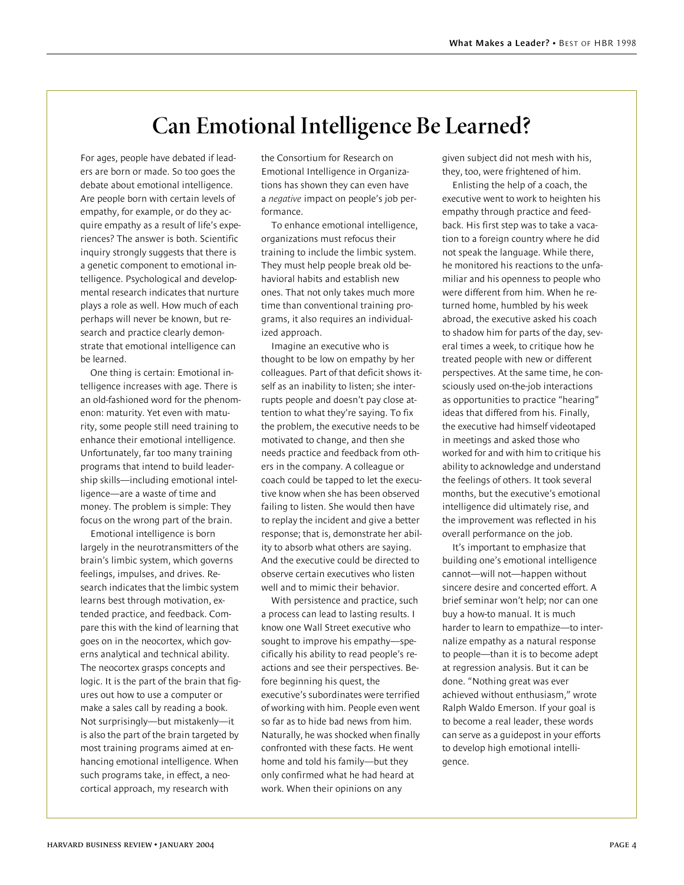## Can Emotional Intelligence Be Learned?

For ages, people have debated if leaders are born or made. So too goes the debate about emotional intelligence. Are people born with certain levels of empathy, for example, or do they acquire empathy as a result of life's experiences? The answer is both. Scientific inquiry strongly suggests that there is a genetic component to emotional intelligence. Psychological and developmental research indicates that nurture plays a role as well. How much of each perhaps will never be known, but research and practice clearly demonstrate that emotional intelligence can be learned.

One thing is certain: Emotional intelligence increases with age. There is an old-fashioned word for the phenomenon: maturity. Yet even with maturity, some people still need training to enhance their emotional intelligence. Unfortunately, far too many training programs that intend to build leadership skills—including emotional intelligence—are a waste of time and money. The problem is simple: They focus on the wrong part of the brain.

Emotional intelligence is born largely in the neurotransmitters of the brain's limbic system, which governs feelings, impulses, and drives. Research indicates that the limbic system learns best through motivation, extended practice, and feedback. Compare this with the kind of learning that goes on in the neocortex, which governs analytical and technical ability. The neocortex grasps concepts and logic. It is the part of the brain that figures out how to use a computer or make a sales call by reading a book. Not surprisingly—but mistakenly—it is also the part of the brain targeted by most training programs aimed at enhancing emotional intelligence. When such programs take, in effect, a neocortical approach, my research with the Consortium for Research on Emotional Intelligence in Organizations has shown they can even have a *negative* impact on people's job performance.

To enhance emotional intelligence, organizations must refocus their training to include the limbic system. They must help people break old behavioral habits and establish new ones. That not only takes much more time than conventional training programs, it also requires an individualized approach.

Imagine an executive who is thought to be low on empathy by her colleagues. Part of that deficit shows itself as an inability to listen; she interrupts people and doesn't pay close attention to what they're saying. To fix the problem, the executive needs to be motivated to change, and then she needs practice and feedback from others in the company. A colleague or coach could be tapped to let the executive know when she has been observed failing to listen. She would then have to replay the incident and give a better response; that is, demonstrate her ability to absorb what others are saying. And the executive could be directed to observe certain executives who listen well and to mimic their behavior.

With persistence and practice, such a process can lead to lasting results. I know one Wall Street executive who sought to improve his empathy—specifically his ability to read people's reactions and see their perspectives. Before beginning his quest, the executive's subordinates were terrified of working with him. People even went so far as to hide bad news from him. Naturally, he was shocked when finally confronted with these facts. He went home and told his family—but they only confirmed what he had heard at work. When their opinions on any given subject did not mesh with his, they, too, were frightened of him.

Enlisting the help of a coach, the executive went to work to heighten his empathy through practice and feedback. His first step was to take a vacation to a foreign country where he did not speak the language. While there, he monitored his reactions to the unfamiliar and his openness to people who were different from him. When he returned home, humbled by his week abroad, the executive asked his coach to shadow him for parts of the day, several times a week, to critique how he treated people with new or different perspectives. At the same time, he consciously used on-the-job interactions as opportunities to practice "hearing" ideas that differed from his. Finally, the executive had himself videotaped in meetings and asked those who worked for and with him to critique his ability to acknowledge and understand the feelings of others. It took several months, but the executive's emotional intelligence did ultimately rise, and the improvement was reflected in his overall performance on the job.

It's important to emphasize that building one's emotional intelligence cannot—will not—happen without sincere desire and concerted effort. A brief seminar won't help; nor can one buy a how-to manual. It is much harder to learn to empathize—to internalize empathy as a natural response to people—than it is to become adept at regression analysis. But it can be done. "Nothing great was ever achieved without enthusiasm," wrote Ralph Waldo Emerson. If your goal is to become a real leader, these words can serve as a guidepost in your efforts to develop high emotional intelligence.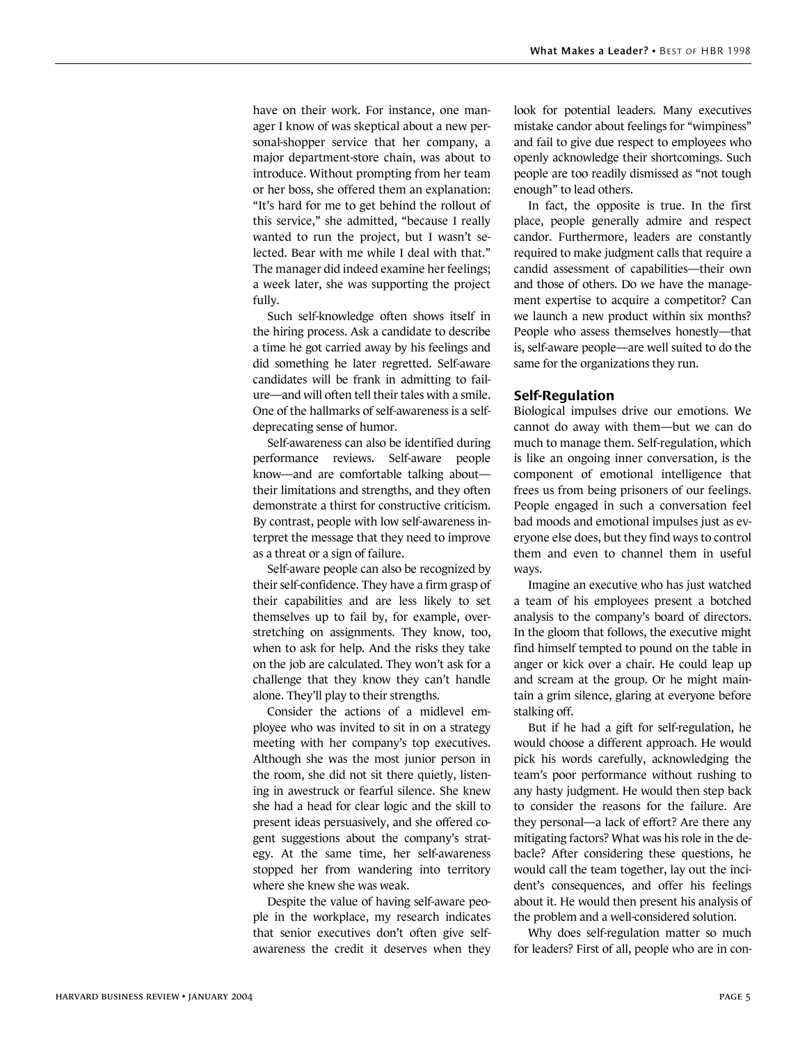have on their work. For instance, one manager I know of was skeptical about a new personal-shopper service that her company, a major department-store chain, was about to introduce. Without prompting from her team or her boss, she offered them an explanation: "It's hard for me to get behind the rollout of this service," she admitted, "because I really wanted to run the project, but I wasn't selected. Bear with me while I deal with that." The manager did indeed examine her feelings; a week later, she was supporting the project fully.

Such self-knowledge often shows itself in the hiring process. Ask a candidate to describe a time he got carried away by his feelings and did something he later regretted. Self-aware candidates will be frank in admitting to failure—and will often tell their tales with a smile. One of the hallmarks of self-awareness is a self-deprecating sense of humor.

Self-awareness can also be identified during performance reviews. Self-aware people know—and are comfortable talking about—their limitations and strengths, and they often demonstrate a thirst for constructive criticism. By contrast, people with low self-awareness interpret the message that they need to improve as a threat or a sign of failure.

Self-aware people can also be recognized by their self-confidence. They have a firm grasp of their capabilities and are less likely to set themselves up to fail by, for example, overstretching on assignments. They know, too, when to ask for help. And the risks they take on the job are calculated. They won't ask for a challenge that they know they can't handle alone. They'll play to their strengths.

Consider the actions of a midlevel employee who was invited to sit in on a strategy meeting with her company's top executives. Although she was the most junior person in the room, she did not sit there quietly, listening in awestruck or fearful silence. She knew she had a head for clear logic and the skill to present ideas persuasively, and she offered cogent suggestions about the company's strategy. At the same time, her self-awareness stopped her from wandering into territory where she knew she was weak.

Despite the value of having self-aware people in the workplace, my research indicates that senior executives don't often give self-awareness the credit it deserves when they look for potential leaders. Many executives mistake candor about feelings for "wimpiness" and fail to give due respect to employees who openly acknowledge their shortcomings. Such people are too readily dismissed as "not tough enough" to lead others.

In fact, the opposite is true. In the first place, people generally admire and respect candor. Furthermore, leaders are constantly required to make judgment calls that require a candid assessment of capabilities—their own and those of others. Do we have the management expertise to acquire a competitor? Can we launch a new product within six months? People who assess themselves honestly—that is, self-aware people—are well suited to do the same for the organizations they run.

## Self-Regulation

Biological impulses drive our emotions. We cannot do away with them—but we can do much to manage them. Self-regulation, which is like an ongoing inner conversation, is the component of emotional intelligence that frees us from being prisoners of our feelings. People engaged in such a conversation feel bad moods and emotional impulses just as everyone else does, but they find ways to control them and even to channel them in useful ways.

Imagine an executive who has just watched a team of his employees present a botched analysis to the company's board of directors. In the gloom that follows, the executive might find himself tempted to pound on the table in anger or kick over a chair. He could leap up and scream at the group. Or he might maintain a grim silence, glaring at everyone before stalking off.

But if he had a gift for self-regulation, he would choose a different approach. He would pick his words carefully, acknowledging the team's poor performance without rushing to any hasty judgment. He would then step back to consider the reasons for the failure. Are they personal—a lack of effort? Are there any mitigating factors? What was his role in the debacle? After considering these questions, he would call the team together, lay out the incident's consequences, and offer his feelings about it. He would then present his analysis of the problem and a well-considered solution.

Why does self-regulation matter so much for leaders? First of all, people who are in con-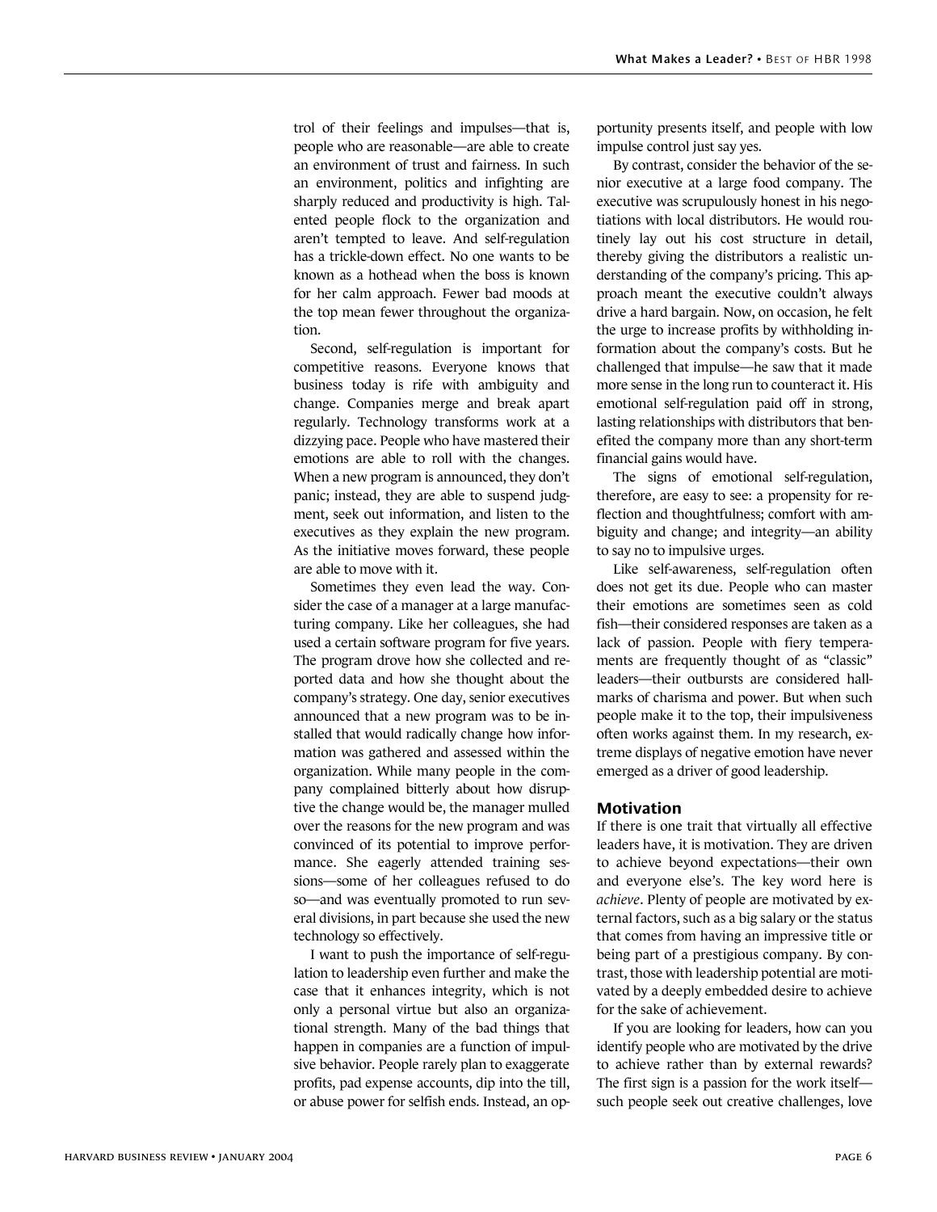trol of their feelings and impulses—that is, people who are reasonable—are able to create an environment of trust and fairness. In such an environment, politics and infighting are sharply reduced and productivity is high. Talented people flock to the organization and aren't tempted to leave. And self-regulation has a trickle-down effect. No one wants to be known as a hothead when the boss is known for her calm approach. Fewer bad moods at the top mean fewer throughout the organization.

Second, self-regulation is important for competitive reasons. Everyone knows that business today is rife with ambiguity and change. Companies merge and break apart regularly. Technology transforms work at a dizzying pace. People who have mastered their emotions are able to roll with the changes. When a new program is announced, they don't panic; instead, they are able to suspend judgment, seek out information, and listen to the executives as they explain the new program. As the initiative moves forward, these people are able to move with it.

Sometimes they even lead the way. Consider the case of a manager at a large manufacturing company. Like her colleagues, she had used a certain software program for five years. The program drove how she collected and reported data and how she thought about the company's strategy. One day, senior executives announced that a new program was to be installed that would radically change how information was gathered and assessed within the organization. While many people in the company complained bitterly about how disruptive the change would be, the manager mulled over the reasons for the new program and was convinced of its potential to improve performance. She eagerly attended training sessions—some of her colleagues refused to do so—and was eventually promoted to run several divisions, in part because she used the new technology so effectively.

I want to push the importance of self-regulation to leadership even further and make the case that it enhances integrity, which is not only a personal virtue but also an organizational strength. Many of the bad things that happen in companies are a function of impulsive behavior. People rarely plan to exaggerate profits, pad expense accounts, dip into the till, or abuse power for selfish ends. Instead, an opportunity presents itself, and people with low impulse control just say yes.

By contrast, consider the behavior of the senior executive at a large food company. The executive was scrupulously honest in his negotiations with local distributors. He would routinely lay out his cost structure in detail, thereby giving the distributors a realistic understanding of the company's pricing. This approach meant the executive couldn't always drive a hard bargain. Now, on occasion, he felt the urge to increase profits by withholding information about the company's costs. But he challenged that impulse—he saw that it made more sense in the long run to counteract it. His emotional self-regulation paid off in strong, lasting relationships with distributors that benefited the company more than any short-term financial gains would have.

The signs of emotional self-regulation, therefore, are easy to see: a propensity for reflection and thoughtfulness; comfort with ambiguity and change; and integrity—an ability to say no to impulsive urges.

Like self-awareness, self-regulation often does not get its due. People who can master their emotions are sometimes seen as cold fish—their considered responses are taken as a lack of passion. People with fiery temperaments are frequently thought of as "classic" leaders—their outbursts are considered hallmarks of charisma and power. But when such people make it to the top, their impulsiveness often works against them. In my research, extreme displays of negative emotion have never emerged as a driver of good leadership.

## Motivation

If there is one trait that virtually all effective leaders have, it is motivation. They are driven to achieve beyond expectations—their own and everyone else's. The key word here is *achieve*. Plenty of people are motivated by external factors, such as a big salary or the status that comes from having an impressive title or being part of a prestigious company. By contrast, those with leadership potential are motivated by a deeply embedded desire to achieve for the sake of achievement.

If you are looking for leaders, how can you identify people who are motivated by the drive to achieve rather than by external rewards? The first sign is a passion for the work itself—such people seek out creative challenges, love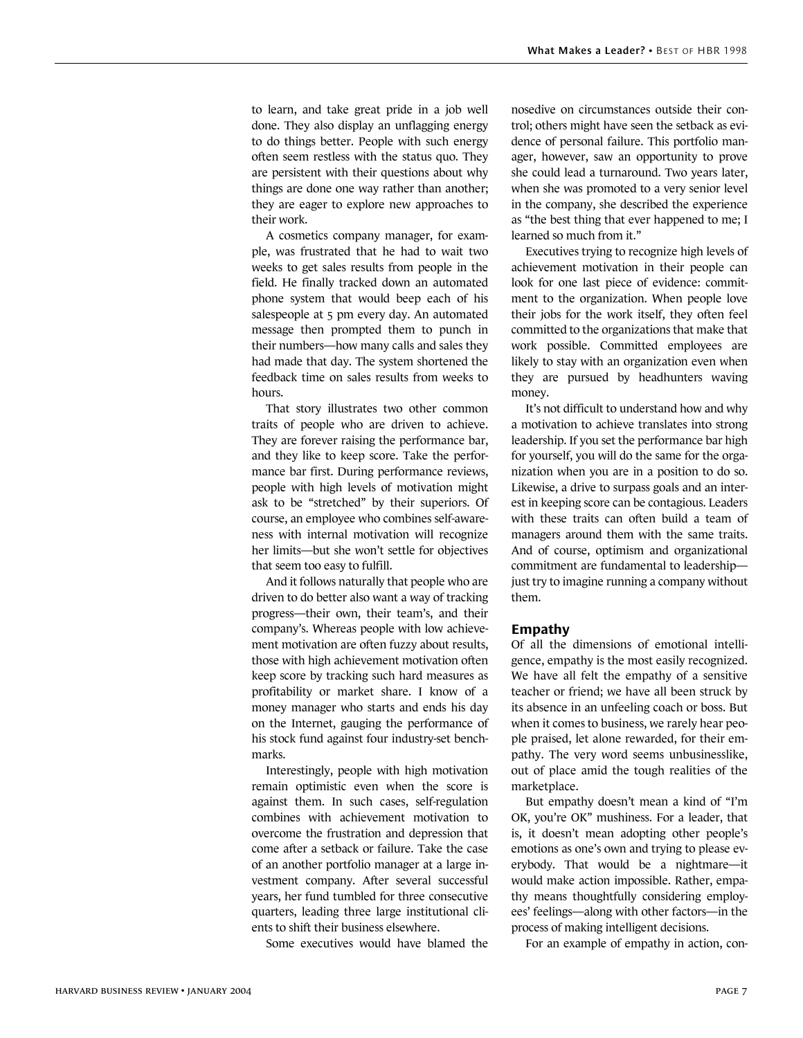to learn, and take great pride in a job well done. They also display an unflagging energy to do things better. People with such energy often seem restless with the status quo. They are persistent with their questions about why things are done one way rather than another; they are eager to explore new approaches to their work.

A cosmetics company manager, for example, was frustrated that he had to wait two weeks to get sales results from people in the field. He finally tracked down an automated phone system that would beep each of his salespeople at 5 pm every day. An automated message then prompted them to punch in their numbers—how many calls and sales they had made that day. The system shortened the feedback time on sales results from weeks to hours.

That story illustrates two other common traits of people who are driven to achieve. They are forever raising the performance bar, and they like to keep score. Take the performance bar first. During performance reviews, people with high levels of motivation might ask to be "stretched" by their superiors. Of course, an employee who combines self-awareness with internal motivation will recognize her limits—but she won't settle for objectives that seem too easy to fulfill.

And it follows naturally that people who are driven to do better also want a way of tracking progress—their own, their team's, and their company's. Whereas people with low achievement motivation are often fuzzy about results, those with high achievement motivation often keep score by tracking such hard measures as profitability or market share. I know of a money manager who starts and ends his day on the Internet, gauging the performance of his stock fund against four industry-set benchmarks.

Interestingly, people with high motivation remain optimistic even when the score is against them. In such cases, self-regulation combines with achievement motivation to overcome the frustration and depression that come after a setback or failure. Take the case of an another portfolio manager at a large investment company. After several successful years, her fund tumbled for three consecutive quarters, leading three large institutional clients to shift their business elsewhere.

Some executives would have blamed the nosedive on circumstances outside their control; others might have seen the setback as evidence of personal failure. This portfolio manager, however, saw an opportunity to prove she could lead a turnaround. Two years later, when she was promoted to a very senior level in the company, she described the experience as "the best thing that ever happened to me; I learned so much from it."

Executives trying to recognize high levels of achievement motivation in their people can look for one last piece of evidence: commitment to the organization. When people love their jobs for the work itself, they often feel committed to the organizations that make that work possible. Committed employees are likely to stay with an organization even when they are pursued by headhunters waving money.

It's not difficult to understand how and why a motivation to achieve translates into strong leadership. If you set the performance bar high for yourself, you will do the same for the organization when you are in a position to do so. Likewise, a drive to surpass goals and an interest in keeping score can be contagious. Leaders with these traits can often build a team of managers around them with the same traits. And of course, optimism and organizational commitment are fundamental to leadership—just try to imagine running a company without them.

## Empathy

Of all the dimensions of emotional intelligence, empathy is the most easily recognized. We have all felt the empathy of a sensitive teacher or friend; we have all been struck by its absence in an unfeeling coach or boss. But when it comes to business, we rarely hear people praised, let alone rewarded, for their empathy. The very word seems unbusinesslike, out of place amid the tough realities of the marketplace.

But empathy doesn't mean a kind of "I'm OK, you're OK" mushiness. For a leader, that is, it doesn't mean adopting other people's emotions as one's own and trying to please everybody. That would be a nightmare—it would make action impossible. Rather, empathy means thoughtfully considering employees' feelings—along with other factors—in the process of making intelligent decisions.

For an example of empathy in action, con-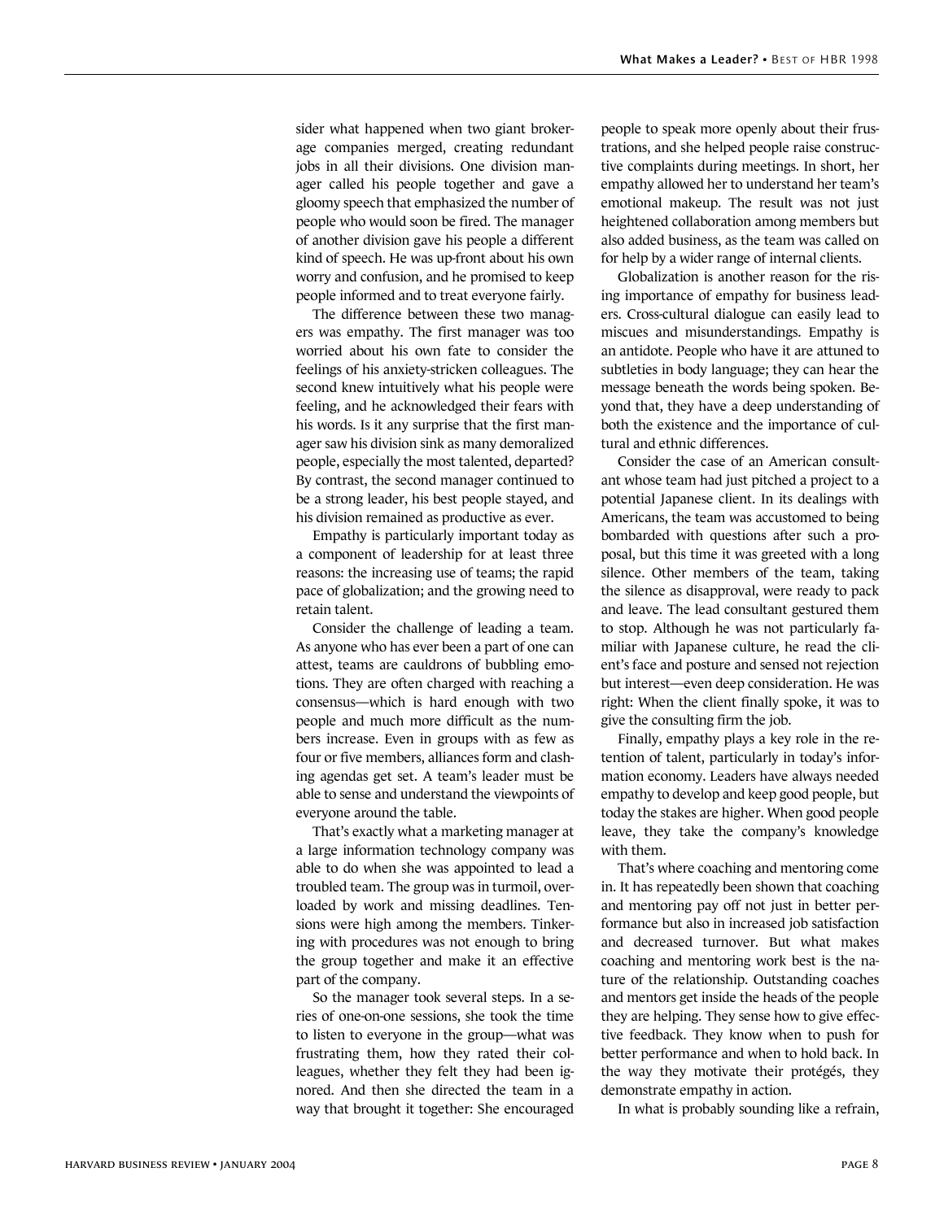sider what happened when two giant brokerage companies merged, creating redundant jobs in all their divisions. One division manager called his people together and gave a gloomy speech that emphasized the number of people who would soon be fired. The manager of another division gave his people a different kind of speech. He was up-front about his own worry and confusion, and he promised to keep people informed and to treat everyone fairly.

The difference between these two managers was empathy. The first manager was too worried about his own fate to consider the feelings of his anxiety-stricken colleagues. The second knew intuitively what his people were feeling, and he acknowledged their fears with his words. Is it any surprise that the first manager saw his division sink as many demoralized people, especially the most talented, departed? By contrast, the second manager continued to be a strong leader, his best people stayed, and his division remained as productive as ever.

Empathy is particularly important today as a component of leadership for at least three reasons: the increasing use of teams; the rapid pace of globalization; and the growing need to retain talent.

Consider the challenge of leading a team. As anyone who has ever been a part of one can attest, teams are cauldrons of bubbling emotions. They are often charged with reaching a consensus—which is hard enough with two people and much more difficult as the numbers increase. Even in groups with as few as four or five members, alliances form and clashing agendas get set. A team's leader must be able to sense and understand the viewpoints of everyone around the table.

That's exactly what a marketing manager at a large information technology company was able to do when she was appointed to lead a troubled team. The group was in turmoil, overloaded by work and missing deadlines. Tensions were high among the members. Tinkering with procedures was not enough to bring the group together and make it an effective part of the company.

So the manager took several steps. In a series of one-on-one sessions, she took the time to listen to everyone in the group—what was frustrating them, how they rated their colleagues, whether they felt they had been ignored. And then she directed the team in a way that brought it together: She encouraged people to speak more openly about their frustrations, and she helped people raise constructive complaints during meetings. In short, her empathy allowed her to understand her team's emotional makeup. The result was not just heightened collaboration among members but also added business, as the team was called on for help by a wider range of internal clients.

Globalization is another reason for the rising importance of empathy for business leaders. Cross-cultural dialogue can easily lead to miscues and misunderstandings. Empathy is an antidote. People who have it are attuned to subtleties in body language; they can hear the message beneath the words being spoken. Beyond that, they have a deep understanding of both the existence and the importance of cultural and ethnic differences.

Consider the case of an American consultant whose team had just pitched a project to a potential Japanese client. In its dealings with Americans, the team was accustomed to being bombarded with questions after such a proposal, but this time it was greeted with a long silence. Other members of the team, taking the silence as disapproval, were ready to pack and leave. The lead consultant gestured them to stop. Although he was not particularly familiar with Japanese culture, he read the client's face and posture and sensed not rejection but interest—even deep consideration. He was right: When the client finally spoke, it was to give the consulting firm the job.

Finally, empathy plays a key role in the retention of talent, particularly in today's information economy. Leaders have always needed empathy to develop and keep good people, but today the stakes are higher. When good people leave, they take the company's knowledge with them.

That's where coaching and mentoring come in. It has repeatedly been shown that coaching and mentoring pay off not just in better performance but also in increased job satisfaction and decreased turnover. But what makes coaching and mentoring work best is the nature of the relationship. Outstanding coaches and mentors get inside the heads of the people they are helping. They sense how to give effective feedback. They know when to push for better performance and when to hold back. In the way they motivate their protégés, they demonstrate empathy in action.

In what is probably sounding like a refrain,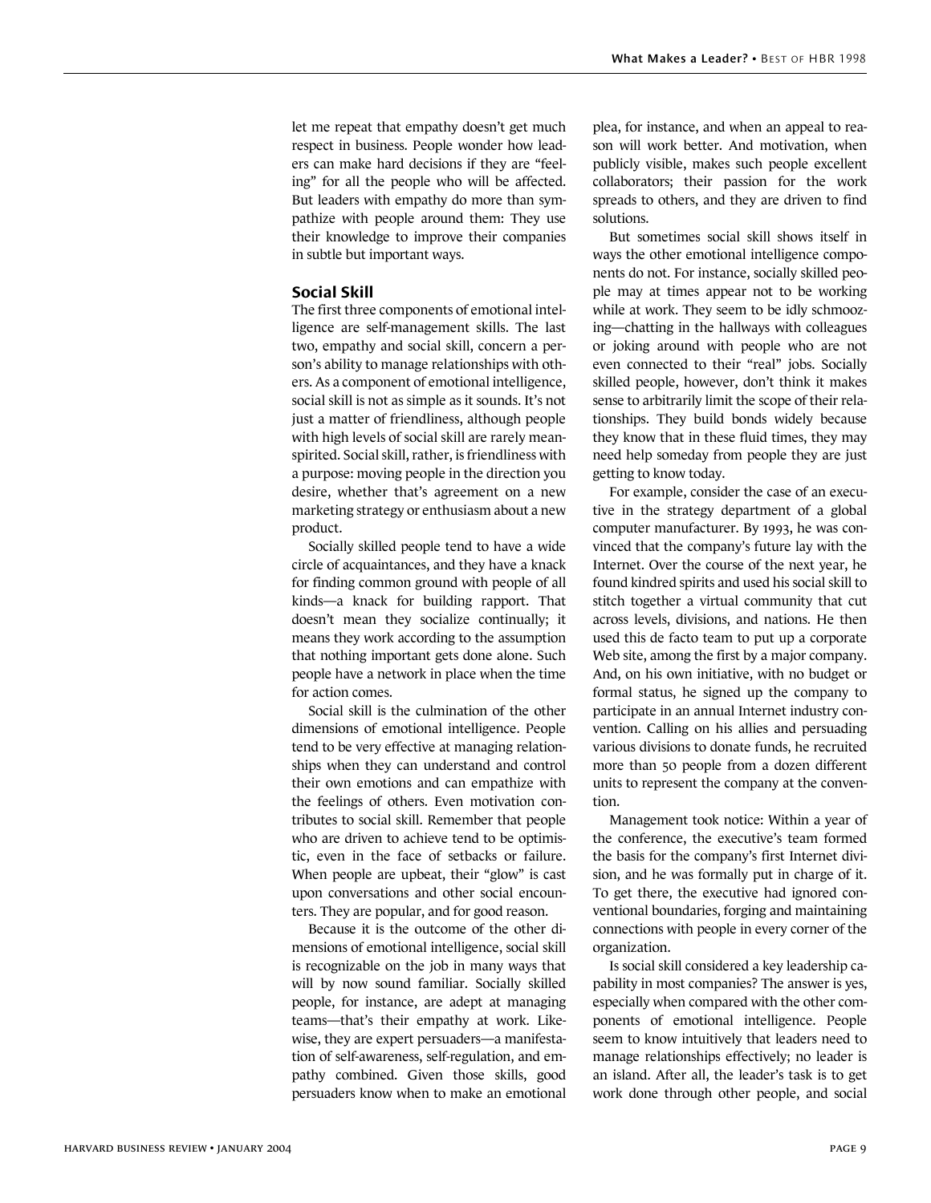let me repeat that empathy doesn't get much respect in business. People wonder how leaders can make hard decisions if they are "feeling" for all the people who will be affected. But leaders with empathy do more than sympathize with people around them: They use their knowledge to improve their companies in subtle but important ways.

### Social Skill

The first three components of emotional intelligence are self-management skills. The last two, empathy and social skill, concern a person's ability to manage relationships with others. As a component of emotional intelligence, social skill is not as simple as it sounds. It's not just a matter of friendliness, although people with high levels of social skill are rarely mean-spirited. Social skill, rather, is friendliness with a purpose: moving people in the direction you desire, whether that's agreement on a new marketing strategy or enthusiasm about a new product.

Socially skilled people tend to have a wide circle of acquaintances, and they have a knack for finding common ground with people of all kinds—a knack for building rapport. That doesn't mean they socialize continually; it means they work according to the assumption that nothing important gets done alone. Such people have a network in place when the time for action comes.

Social skill is the culmination of the other dimensions of emotional intelligence. People tend to be very effective at managing relationships when they can understand and control their own emotions and can empathize with the feelings of others. Even motivation contributes to social skill. Remember that people who are driven to achieve tend to be optimistic, even in the face of setbacks or failure. When people are upbeat, their "glow" is cast upon conversations and other social encounters. They are popular, and for good reason.

Because it is the outcome of the other dimensions of emotional intelligence, social skill is recognizable on the job in many ways that will by now sound familiar. Socially skilled people, for instance, are adept at managing teams—that's their empathy at work. Likewise, they are expert persuaders—a manifestation of self-awareness, self-regulation, and empathy combined. Given those skills, good persuaders know when to make an emotional plea, for instance, and when an appeal to reason will work better. And motivation, when publicly visible, makes such people excellent collaborators; their passion for the work spreads to others, and they are driven to find solutions.

But sometimes social skill shows itself in ways the other emotional intelligence components do not. For instance, socially skilled people may at times appear not to be working while at work. They seem to be idly schmoozing—chatting in the hallways with colleagues or joking around with people who are not even connected to their "real" jobs. Socially skilled people, however, don't think it makes sense to arbitrarily limit the scope of their relationships. They build bonds widely because they know that in these fluid times, they may need help someday from people they are just getting to know today.

For example, consider the case of an executive in the strategy department of a global computer manufacturer. By 1993, he was convinced that the company's future lay with the Internet. Over the course of the next year, he found kindred spirits and used his social skill to stitch together a virtual community that cut across levels, divisions, and nations. He then used this de facto team to put up a corporate Web site, among the first by a major company. And, on his own initiative, with no budget or formal status, he signed up the company to participate in an annual Internet industry convention. Calling on his allies and persuading various divisions to donate funds, he recruited more than 50 people from a dozen different units to represent the company at the convention.

Management took notice: Within a year of the conference, the executive's team formed the basis for the company's first Internet division, and he was formally put in charge of it. To get there, the executive had ignored conventional boundaries, forging and maintaining connections with people in every corner of the organization.

Is social skill considered a key leadership capability in most companies? The answer is yes, especially when compared with the other components of emotional intelligence. People seem to know intuitively that leaders need to manage relationships effectively; no leader is an island. After all, the leader's task is to get work done through other people, and social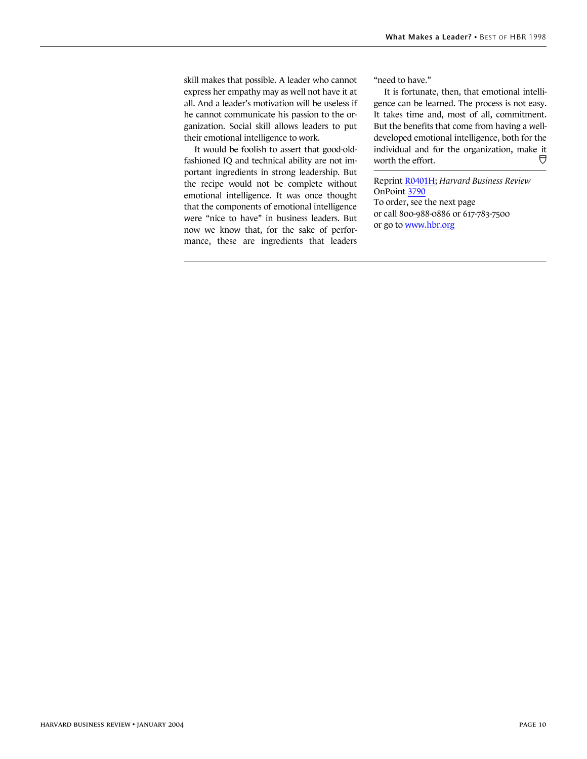skill makes that possible. A leader who cannot express her empathy may as well not have it at all. And a leader's motivation will be useless if he cannot communicate his passion to the organization. Social skill allows leaders to put their emotional intelligence to work.

It would be foolish to assert that good-old-fashioned IQ and technical ability are not important ingredients in strong leadership. But the recipe would not be complete without emotional intelligence. It was once thought that the components of emotional intelligence were "nice to have" in business leaders. But now we know that, for the sake of performance, these are ingredients that leaders "need to have."

It is fortunate, then, that emotional intelligence can be learned. The process is not easy. It takes time and, most of all, commitment. But the benefits that come from having a well-developed emotional intelligence, both for the individual and for the organization, make it worth the effort.

---

Reprint [R0401H](R0401H); *Harvard Business Review* OnPoint [3790](3790)
To order, see the next page
or call 800-988-0886 or 617-783-7500
or go to [www.hbr.org](www.hbr.org)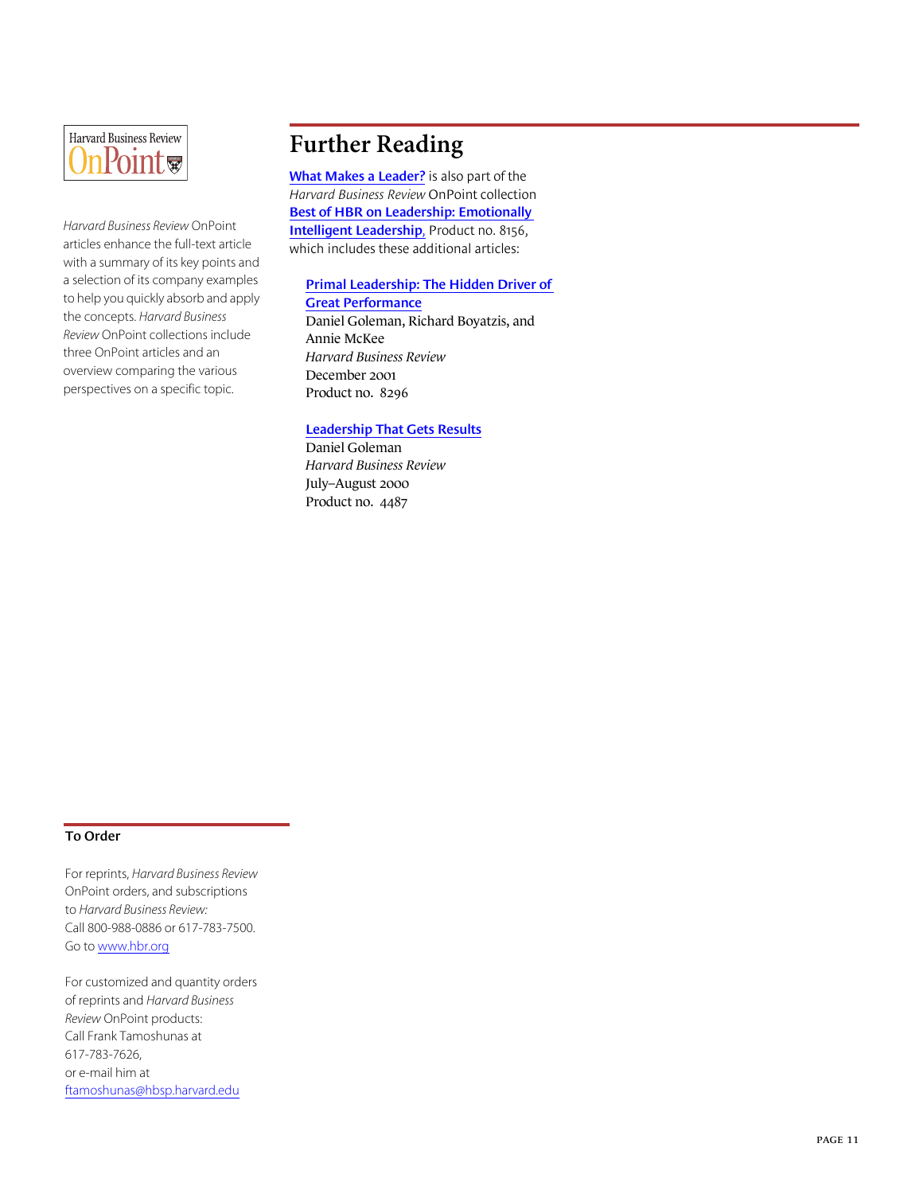Harvard Business Review OnPoint

*Harvard Business Review* OnPoint articles enhance the full-text article with a summary of its key points and a selection of its company examples to help you quickly absorb and apply the concepts. *Harvard Business Review* OnPoint collections include three OnPoint articles and an overview comparing the various perspectives on a specific topic.

# Further Reading

**What Makes a Leader?** is also part of the *Harvard Business Review* OnPoint collection **Best of HBR on Leadership: Emotionally Intelligent Leadership**, Product no. 8156, which includes these additional articles:

**Primal Leadership: The Hidden Driver of Great Performance**
Daniel Goleman, Richard Boyatzis, and Annie McKee
*Harvard Business Review*
December 2001
Product no. 8296

**Leadership That Gets Results**
Daniel Goleman
*Harvard Business Review*
July–August 2000
Product no. 4487

## To Order

For reprints, *Harvard Business Review* OnPoint orders, and subscriptions to *Harvard Business Review*:
Call 800-988-0886 or 617-783-7500.
Go to www.hbr.org

For customized and quantity orders of reprints and *Harvard Business Review* OnPoint products:
Call Frank Tamoshunas at 617-783-7626,
or e-mail him at ftamoshunas@hbsp.harvard.edu